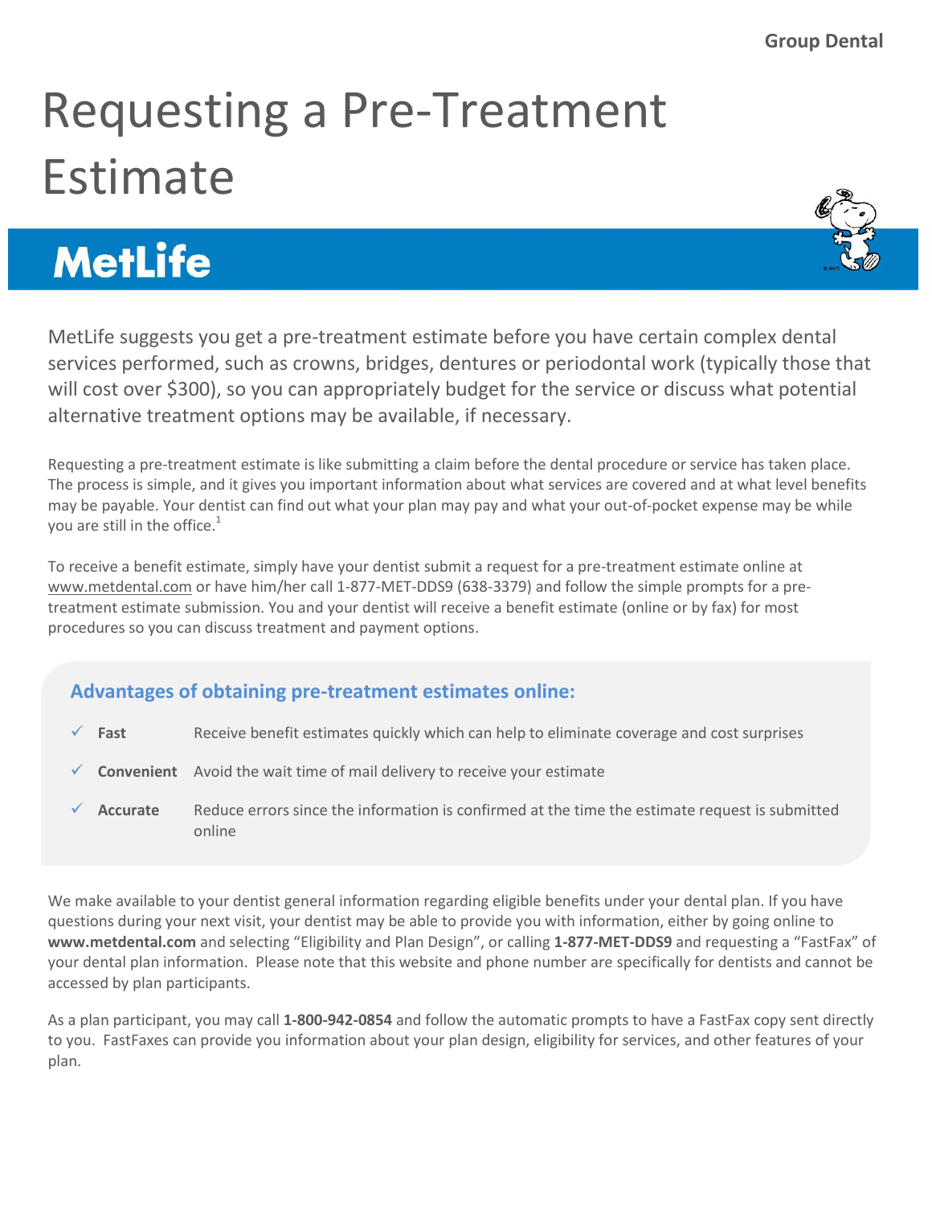Group Dental

# Requesting a Pre-Treatment Estimate

## MetLife

MetLife suggests you get a pre-treatment estimate before you have certain complex dental services performed, such as crowns, bridges, dentures or periodontal work (typically those that will cost over $300), so you can appropriately budget for the service or discuss what potential alternative treatment options may be available, if necessary.

Requesting a pre-treatment estimate is like submitting a claim before the dental procedure or service has taken place. The process is simple, and it gives you important information about what services are covered and at what level benefits may be payable. Your dentist can find out what your plan may pay and what your out-of-pocket expense may be while you are still in the office.[1]

To receive a benefit estimate, simply have your dentist submit a request for a pre-treatment estimate online at www.metdental.com or have him/her call 1-877-MET-DDS9 (638-3379) and follow the simple prompts for a pre-treatment estimate submission. You and your dentist will receive a benefit estimate (online or by fax) for most procedures so you can discuss treatment and payment options.

### Advantages of obtaining pre-treatment estimates online:

- ✓ **Fast** Receive benefit estimates quickly which can help to eliminate coverage and cost surprises
- ✓ **Convenient** Avoid the wait time of mail delivery to receive your estimate
- ✓ **Accurate** Reduce errors since the information is confirmed at the time the estimate request is submitted online

We make available to your dentist general information regarding eligible benefits under your dental plan. If you have questions during your next visit, your dentist may be able to provide you with information, either by going online to **www.metdental.com** and selecting "Eligibility and Plan Design", or calling **1-877-MET-DDS9** and requesting a "FastFax" of your dental plan information. Please note that this website and phone number are specifically for dentists and cannot be accessed by plan participants.

As a plan participant, you may call **1-800-942-0854** and follow the automatic prompts to have a FastFax copy sent directly to you. FastFaxes can provide you information about your plan design, eligibility for services, and other features of your plan.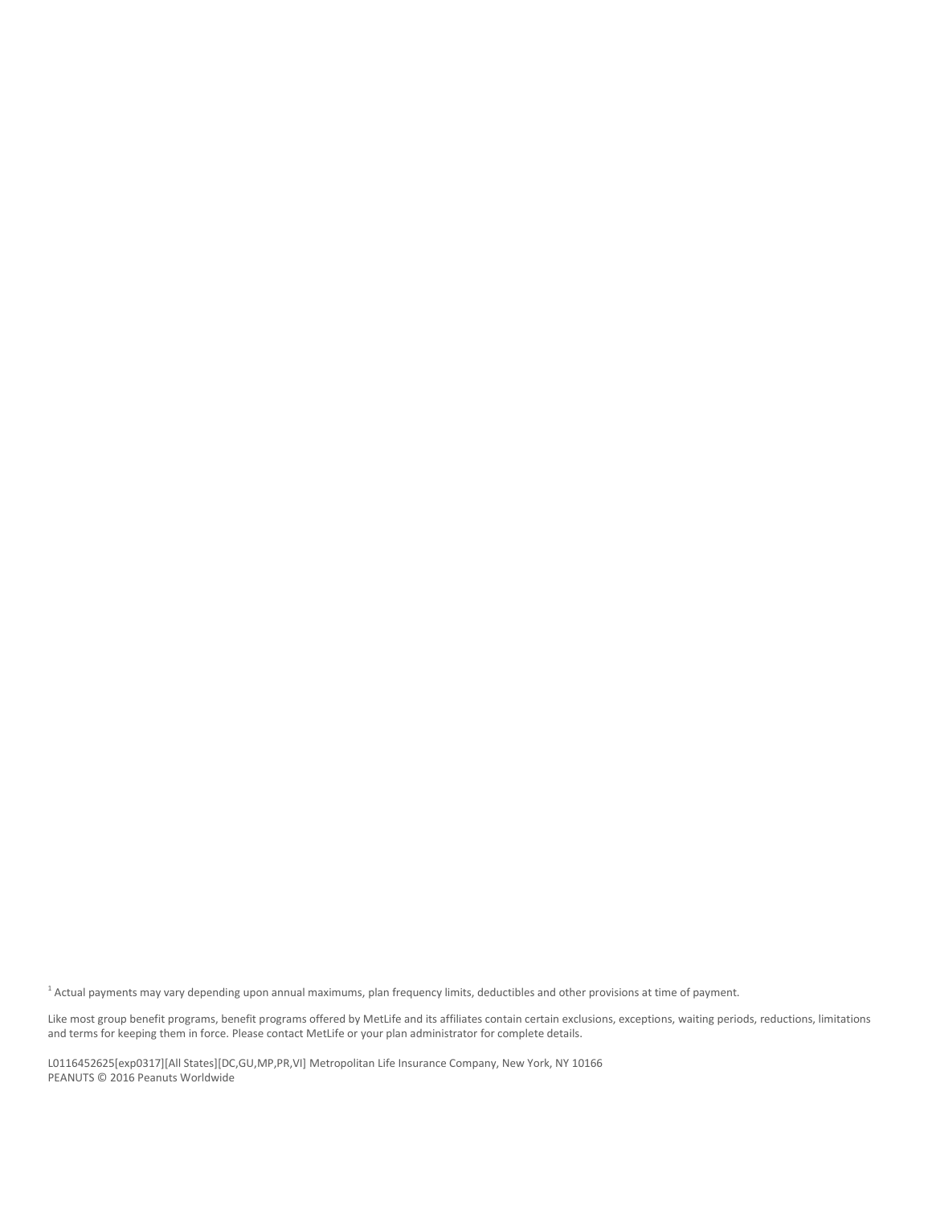[1] Actual payments may vary depending upon annual maximums, plan frequency limits, deductibles and other provisions at time of payment.

Like most group benefit programs, benefit programs offered by MetLife and its affiliates contain certain exclusions, exceptions, waiting periods, reductions, limitations and terms for keeping them in force. Please contact MetLife or your plan administrator for complete details.

L0116452625[exp0317][All States][DC,GU,MP,PR,VI] Metropolitan Life Insurance Company, New York, NY 10166
PEANUTS © 2016 Peanuts Worldwide